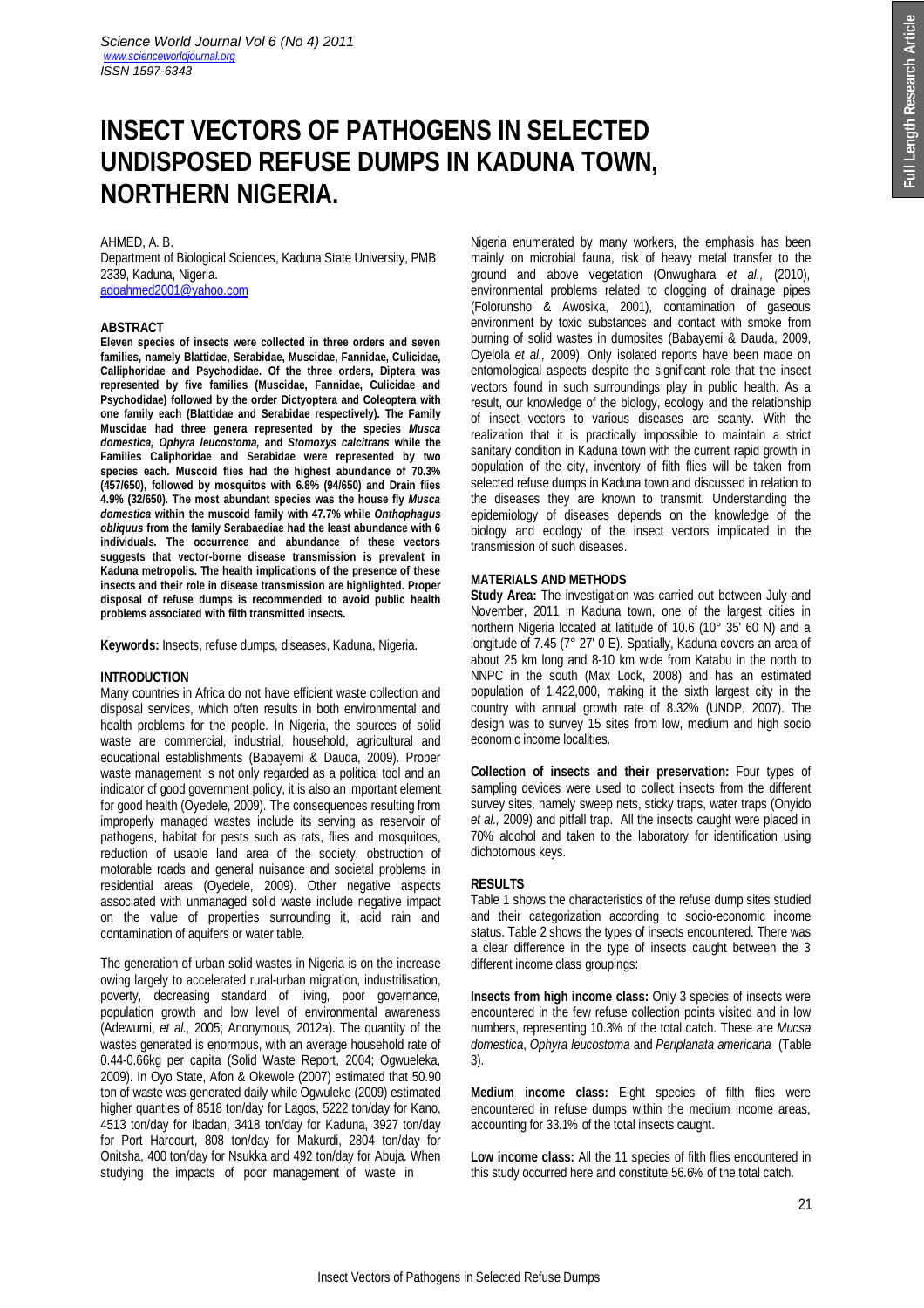# INSECT VECTORS OF PATHOGENS IN SELECTED UNDISPOSED REFUSE DUMPS IN KADUNA TOWN, NORTHERN NIGERIA.

AHMED, A. B.
Department of Biological Sciences, Kaduna State University, PMB 2339, Kaduna, Nigeria.
adoahmed2001@yahoo.com

## ABSTRACT

**Eleven species of insects were collected in three orders and seven families, namely Blattidae, Serabidae, Muscidae, Fanniidae, Culicidae, Calliphoridae and Psychodidae. Of the three orders, Diptera was represented by five families (Muscidae, Fannidae, Culicidae and Psychodidae) followed by the order Dictyoptera and Coleoptera with one family each (Blattidae and Serabidae respectively). The Family Muscidae had three genera represented by the species *Musca domestica, Ophyra leucostoma,* and *Stomoxys calcitrans* while the Families Caliphoridae and Serabidae were represented by two species each. Muscoid flies had the highest abundance of 70.3% (457/650), followed by mosquitos with 6.8% (94/650) and Drain flies 4.9% (32/650). The most abundant species was the house fly *Musca domestica* within the muscoid family with 47.7% while *Onthophagus obliquus* from the family Serabaediae had the least abundance with 6 individuals. The occurrence and abundance of these vectors suggests that vector-borne disease transmission is prevalent in Kaduna metropolis. The health implications of the presence of these insects and their role in disease transmission are highlighted. Proper disposal of refuse dumps is recommended to avoid public health problems associated with filth transmitted insects.**

**Keywords:** Insects, refuse dumps, diseases, Kaduna, Nigeria.

## INTRODUCTION

Many countries in Africa do not have efficient waste collection and disposal services, which often results in both environmental and health problems for the people. In Nigeria, the sources of solid waste are commercial, industrial, household, agricultural and educational establishments (Babayemi & Dauda, 2009). Proper waste management is not only regarded as a political tool and an indicator of good government policy, it is also an important element for good health (Oyedele, 2009). The consequences resulting from improperly managed wastes include its serving as reservoir of pathogens, habitat for pests such as rats, flies and mosquitoes, reduction of usable land area of the society, obstruction of motorable roads and general nuisance and societal problems in residential areas (Oyedele, 2009). Other negative aspects associated with unmanaged solid waste include negative impact on the value of properties surrounding it, acid rain and contamination of aquifers or water table.

The generation of urban solid wastes in Nigeria is on the increase owing largely to accelerated rural-urban migration, industrilisation, poverty, decreasing standard of living, poor governance, population growth and low level of environmental awareness (Adewumi, *et al.,* 2005; Anonymous, 2012a). The quantity of the wastes generated is enormous, with an average household rate of 0.44-0.66kg per capita (Solid Waste Report, 2004; Ogwueleka, 2009). In Oyo State, Afon & Okewole (2007) estimated that 50.90 ton of waste was generated daily while Ogwuleke (2009) estimated higher quanties of 8518 ton/day for Lagos, 5222 ton/day for Kano, 4513 ton/day for Ibadan, 3418 ton/day for Kaduna, 3927 ton/day for Port Harcourt, 808 ton/day for Makurdi, 2804 ton/day for Onitsha, 400 ton/day for Nsukka and 492 ton/day for Abuja. When studying the impacts of poor management of waste in Nigeria enumerated by many workers, the emphasis has been mainly on microbial fauna, risk of heavy metal transfer to the ground and above vegetation (Onwughara *et al.,* (2010), environmental problems related to clogging of drainage pipes (Folorunsho & Awosika, 2001), contamination of gaseous environment by toxic substances and contact with smoke from burning of solid wastes in dumpsites (Babayemi & Dauda, 2009, Oyelola *et al.,* 2009). Only isolated reports have been made on entomological aspects despite the significant role that the insect vectors found in such surroundings play in public health. As a result, our knowledge of the biology, ecology and the relationship of insect vectors to various diseases are scanty. With the realization that it is practically impossible to maintain a strict sanitary condition in Kaduna town with the current rapid growth in population of the city, inventory of filth flies will be taken from selected refuse dumps in Kaduna town and discussed in relation to the diseases they are known to transmit. Understanding the epidemiology of diseases depends on the knowledge of the biology and ecology of the insect vectors implicated in the transmission of such diseases.

## MATERIALS AND METHODS

**Study Area:** The investigation was carried out between July and November, 2011 in Kaduna town, one of the largest cities in northern Nigeria located at latitude of 10.6 (10° 35' 60 N) and a longitude of 7.45 (7° 27' 0 E). Spatially, Kaduna covers an area of about 25 km long and 8-10 km wide from Katabu in the north to NNPC in the south (Max Lock, 2008) and has an estimated population of 1,422,000, making it the sixth largest city in the country with annual growth rate of 8.32% (UNDP, 2007). The design was to survey 15 sites from low, medium and high socio economic income localities.

**Collection of insects and their preservation:** Four types of sampling devices were used to collect insects from the different survey sites, namely sweep nets, sticky traps, water traps (Onyido *et al.,* 2009) and pitfall trap. All the insects caught were placed in 70% alcohol and taken to the laboratory for identification using dichotomous keys.

## RESULTS

Table 1 shows the characteristics of the refuse dump sites studied and their categorization according to socio-economic income status. Table 2 shows the types of insects encountered. There was a clear difference in the type of insects caught between the 3 different income class groupings:

**Insects from high income class:** Only 3 species of insects were encountered in the few refuse collection points visited and in low numbers, representing 10.3% of the total catch. These are *Mucsa domestica*, *Ophyra leucostoma* and *Periplaneta americana* (Table 3).

**Medium income class:** Eight species of filth flies were encountered in refuse dumps within the medium income areas, accounting for 33.1% of the total insects caught.

**Low income class:** All the 11 species of filth flies encountered in this study occurred here and constitute 56.6% of the total catch.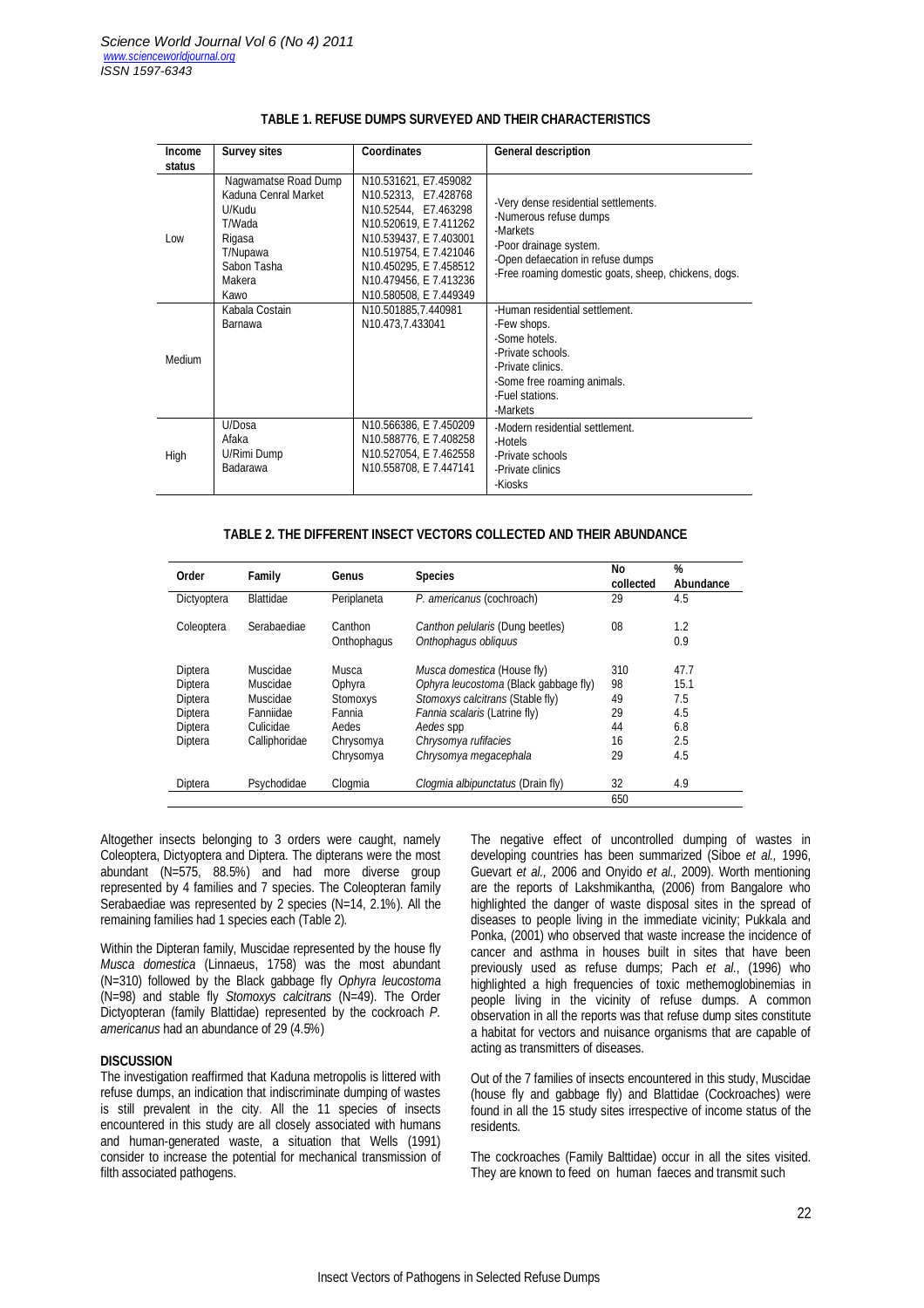**TABLE 1. REFUSE DUMPS SURVEYED AND THEIR CHARACTERISTICS**

| Income status | Survey sites | Coordinates | General description |
|---|---|---|---|
| Low | Nagwamatse Road Dump<br>Kaduna Cenral Market<br>U/Kudu<br>T/Wada<br>Rigasa<br>T/Nupawa<br>Sabon Tasha<br>Makera<br>Kawo | N10.531621, E7.459082<br>N10.52313, E7.428768<br>N10.52544, E7.463298<br>N10.520619, E 7.411262<br>N10.539437, E 7.403001<br>N10.519754, E 7.421046<br>N10.450295, E 7.458512<br>N10.479456, E 7.413236<br>N10.580508, E 7.449349 | -Very dense residential settlements.<br>-Numerous refuse dumps<br>-Markets<br>-Poor drainage system.<br>-Open defaecation in refuse dumps<br>-Free roaming domestic goats, sheep, chickens, dogs. |
| Medium | Kabala Costain<br>Barnawa | N10.501885,7.440981<br>N10.473,7.433041 | -Human residential settlement.<br>-Few shops.<br>-Some hotels.<br>-Private schools.<br>-Private clinics.<br>-Some free roaming animals.<br>-Fuel stations.<br>-Markets |
| High | U/Dosa<br>Afaka<br>U/Rimi Dump<br>Badarawa | N10.566386, E 7.450209<br>N10.588776, E 7.408258<br>N10.527054, E 7.462558<br>N10.558708, E 7.447141 | -Modern residential settlement.<br>-Hotels<br>-Private schools<br>-Private clinics<br>-Kiosks |

**TABLE 2. THE DIFFERENT INSECT VECTORS COLLECTED AND THEIR ABUNDANCE**

| Order | Family | Genus | Species | No collected | % Abundance |
|---|---|---|---|---|---|
| Dictyoptera | Blattidae | Periplaneta | *P. americanus* (cochroach) | 29 | 4.5 |
| Coleoptera | Serabaediae | Canthon | *Canthon pelularis* (Dung beetles) | 08 | 1.2 |
| | | Onthophagus | *Onthophagus obliquus* | | 0.9 |
| Diptera | Muscidae | Musca | *Musca domestica* (House fly) | 310 | 47.7 |
| Diptera | Muscidae | Ophyra | *Ophyra leucostoma* (Black gabbage fly) | 98 | 15.1 |
| Diptera | Muscidae | Stomoxys | *Stomoxys calcitrans* (Stable fly) | 49 | 7.5 |
| Diptera | Fanniidae | Fannia | *Fannia scalaris* (Latrine fly) | 29 | 4.5 |
| Diptera | Culicidae | Aedes | *Aedes* spp | 44 | 6.8 |
| Diptera | Calliphoridae | Chrysomya | *Chrysomya rufifacies* | 16 | 2.5 |
| | | Chrysomya | *Chrysomya megacephala* | 29 | 4.5 |
| Diptera | Psychodidae | Clogmia | *Clogmia albipunctatus* (Drain fly) | 32 | 4.9 |
| | | | | 650 | |

Altogether insects belonging to 3 orders were caught, namely Coleoptera, Dictyoptera and Diptera. The dipterans were the most abundant (N=575, 88.5%) and had more diverse group represented by 4 families and 7 species. The Coleopteran family Serabaediae was represented by 2 species (N=14, 2.1%). All the remaining families had 1 species each (Table 2).

Within the Dipteran family, Muscidae represented by the house fly *Musca domestica* (Linnaeus, 1758) was the most abundant (N=310) followed by the Black gabbage fly *Ophyra leucostoma* (N=98) and stable fly *Stomoxys calcitrans* (N=49). The Order Dictyopteran (family Blattidae) represented by the cockroach *P. americanus* had an abundance of 29 (4.5%)

## DISCUSSION

The investigation reaffirmed that Kaduna metropolis is littered with refuse dumps, an indication that indiscriminate dumping of wastes is still prevalent in the city. All the 11 species of insects encountered in this study are all closely associated with humans and human-generated waste, a situation that Wells (1991) consider to increase the potential for mechanical transmission of filth associated pathogens.

The negative effect of uncontrolled dumping of wastes in developing countries has been summarized (Siboe *et al.,* 1996, Guevart *et al.,* 2006 and Onyido *et al.,* 2009). Worth mentioning are the reports of Lakshmikantha, (2006) from Bangalore who highlighted the danger of waste disposal sites in the spread of diseases to people living in the immediate vicinity; Pukkala and Ponka, (2001) who observed that waste increase the incidence of cancer and asthma in houses built in sites that have been previously used as refuse dumps; Pach *et al.,* (1996) who highlighted a high frequencies of toxic methemoglobinemias in people living in the vicinity of refuse dumps. A common observation in all the reports was that refuse dump sites constitute a habitat for vectors and nuisance organisms that are capable of acting as transmitters of diseases.

Out of the 7 families of insects encountered in this study, Muscidae (house fly and gabbage fly) and Blattidae (Cockroaches) were found in all the 15 study sites irrespective of income status of the residents.

The cockroaches (Family Balttidae) occur in all the sites visited. They are known to feed on human faeces and transmit such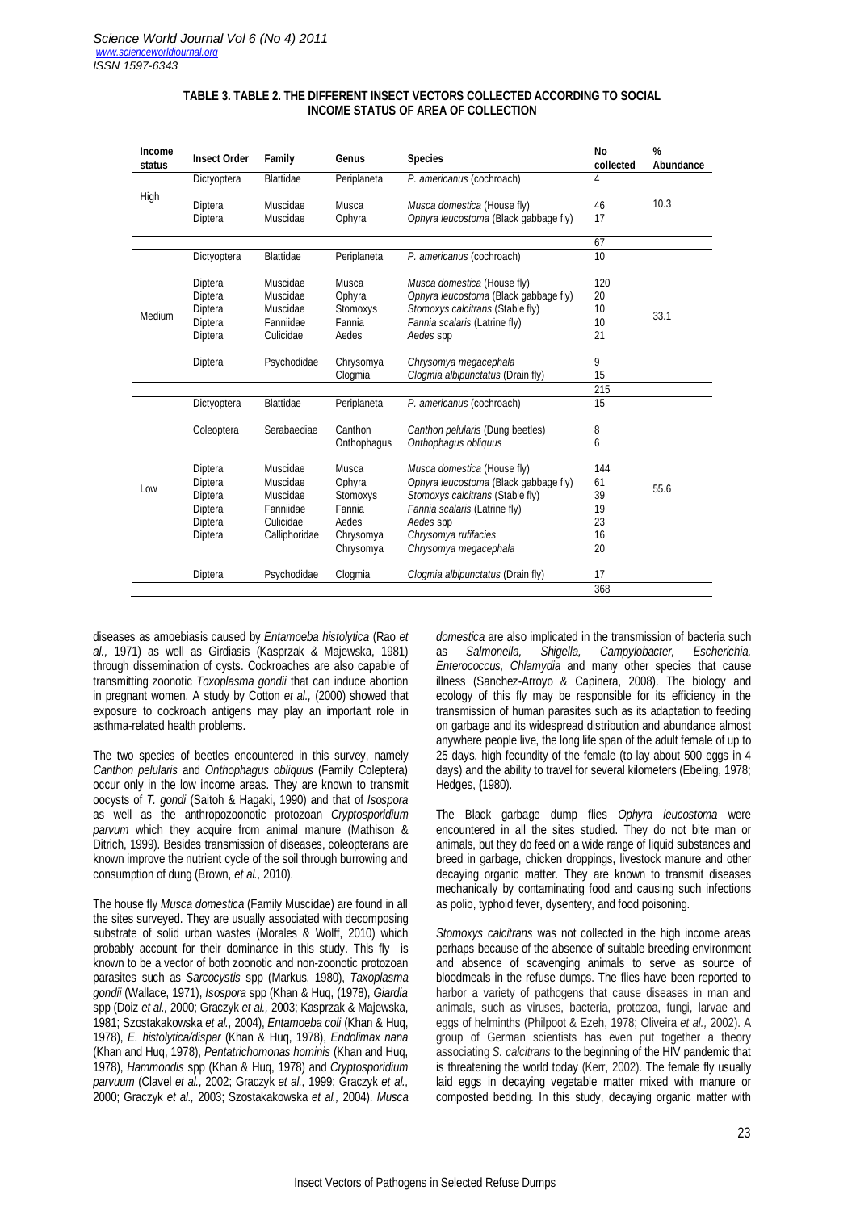**TABLE 3. TABLE 2. THE DIFFERENT INSECT VECTORS COLLECTED ACCORDING TO SOCIAL INCOME STATUS OF AREA OF COLLECTION**

| Income status | Insect Order | Family | Genus | Species | No collected | % Abundance |
|---|---|---|---|---|---|---|
| High | Dictyoptera | Blattidae | Periplaneta | *P. americanus* (cochroach) | 4 | |
| | Diptera | Muscidae | Musca | *Musca domestica* (House fly) | 46 | 10.3 |
| | Diptera | Muscidae | Ophyra | *Ophyra leucostoma* (Black gabbage fly) | 17 | |
| | | | | | 67 | |
| Medium | Dictyoptera | Blattidae | Periplaneta | *P. americanus* (cochroach) | 10 | |
| | Diptera | Muscidae | Musca | *Musca domestica* (House fly) | 120 | |
| | Diptera | Muscidae | Ophyra | *Ophyra leucostoma* (Black gabbage fly) | 20 | |
| | Diptera | Muscidae | Stomoxys | *Stomoxys calcitrans* (Stable fly) | 10 | 33.1 |
| | Diptera | Fanniidae | Fannia | *Fannia scalaris* (Latrine fly) | 10 | |
| | Diptera | Culicidae | Aedes | *Aedes* spp | 21 | |
| | Diptera | Psychodidae | Chrysomya | *Chrysomya megacephala* | 9 | |
| | | | Clogmia | *Clogmia albipunctatus* (Drain fly) | 15 | |
| | | | | | 215 | |
| Low | Dictyoptera | Blattidae | Periplaneta | *P. americanus* (cochroach) | 15 | |
| | Coleoptera | Serabaediae | Canthon | *Canthon pelularis* (Dung beetles) | 8 | |
| | | | Onthophagus | *Onthophagus obliquus* | 6 | |
| | Diptera | Muscidae | Musca | *Musca domestica* (House fly) | 144 | |
| | Diptera | Muscidae | Ophyra | *Ophyra leucostoma* (Black gabbage fly) | 61 | |
| | Diptera | Muscidae | Stomoxys | *Stomoxys calcitrans* (Stable fly) | 39 | 55.6 |
| | Diptera | Fanniidae | Fannia | *Fannia scalaris* (Latrine fly) | 19 | |
| | Diptera | Culicidae | Aedes | *Aedes* spp | 23 | |
| | Diptera | Calliphoridae | Chrysomya | *Chrysomya rufifacies* | 16 | |
| | | | Chrysomya | *Chrysomya megacephala* | 20 | |
| | Diptera | Psychodidae | Clogmia | *Clogmia albipunctatus* (Drain fly) | 17 | |
| | | | | | 368 | |

diseases as amoebiasis caused by *Entamoeba histolytica* (Rao *et al.,* 1971) as well as Girdiasis (Kasprzak & Majewska, 1981) through dissemination of cysts. Cockroaches are also capable of transmitting zoonotic *Toxoplasma gondii* that can induce abortion in pregnant women. A study by Cotton *et al.,* (2000) showed that exposure to cockroach antigens may play an important role in asthma-related health problems.

The two species of beetles encountered in this survey, namely *Canthon pelularis* and *Onthophagus obliquus* (Family Coleptera) occur only in the low income areas. They are known to transmit oocysts of *T. gondi* (Saitoh & Hagaki, 1990) and that of *Isospora* as well as the anthropozoonotic protozoan *Cryptosporidium parvum* which they acquire from animal manure (Mathison & Ditrich, 1999). Besides transmission of diseases, coleopterans are known improve the nutrient cycle of the soil through burrowing and consumption of dung (Brown, *et al.,* 2010).

The house fly *Musca domestica* (Family Muscidae) are found in all the sites surveyed. They are usually associated with decomposing substrate of solid urban wastes (Morales & Wolff, 2010) which probably account for their dominance in this study. This fly is known to be a vector of both zoonotic and non-zoonotic protozoan parasites such as *Sarcocystis* spp (Markus, 1980), *Taxoplasma gondii* (Wallace, 1971), *Isospora* spp (Khan & Huq, (1978), *Giardia* spp (Doiz *et al.,* 2000; Graczyk *et al.,* 2003; Kasprzak & Majewska, 1981; Szostakakowska *et al.,* 2004), *Entamoeba coli* (Khan & Huq, 1978), *E. histolytica/dispar* (Khan & Huq, 1978), *Endolimax nana* (Khan and Huq, 1978), *Pentatrichomonas hominis* (Khan and Huq, 1978), *Hammondis* spp (Khan & Huq, 1978) and *Cryptosporidium parvuum* (Clavel *et al.,* 2002; Graczyk *et al.,* 1999; Graczyk *et al.,* 2000; Graczyk *et al.,* 2003; Szostakakowska *et al.,* 2004). *Musca domestica* are also implicated in the transmission of bacteria such as *Salmonella, Shigella, Campylobacter, Escherichia, Enterococcus, Chlamydia* and many other species that cause illness (Sanchez-Arroyo & Capinera, 2008). The biology and ecology of this fly may be responsible for its efficiency in the transmission of human parasites such as its adaptation to feeding on garbage and its widespread distribution and abundance almost anywhere people live, the long life span of the adult female of up to 25 days, high fecundity of the female (to lay about 500 eggs in 4 days) and the ability to travel for several kilometers (Ebeling, 1978; Hedges, **(**1980).

The Black garbage dump flies *Ophyra leucostoma* were encountered in all the sites studied. They do not bite man or animals, but they do feed on a wide range of liquid substances and breed in garbage, chicken droppings, livestock manure and other decaying organic matter. They are known to transmit diseases mechanically by contaminating food and causing such infections as polio, typhoid fever, dysentery, and food poisoning.

*Stomoxys calcitrans* was not collected in the high income areas perhaps because of the absence of suitable breeding environment and absence of scavenging animals to serve as source of bloodmeals in the refuse dumps. The flies have been reported to harbor a variety of pathogens that cause diseases in man and animals, such as viruses, bacteria, protozoa, fungi, larvae and eggs of helminths (Philpoot & Ezeh, 1978; Oliveira *et al.,* 2002). A group of German scientists has even put together a theory associating *S. calcitrans* to the beginning of the HIV pandemic that is threatening the world today (Kerr, 2002). The female fly usually laid eggs in decaying vegetable matter mixed with manure or composted bedding. In this study, decaying organic matter with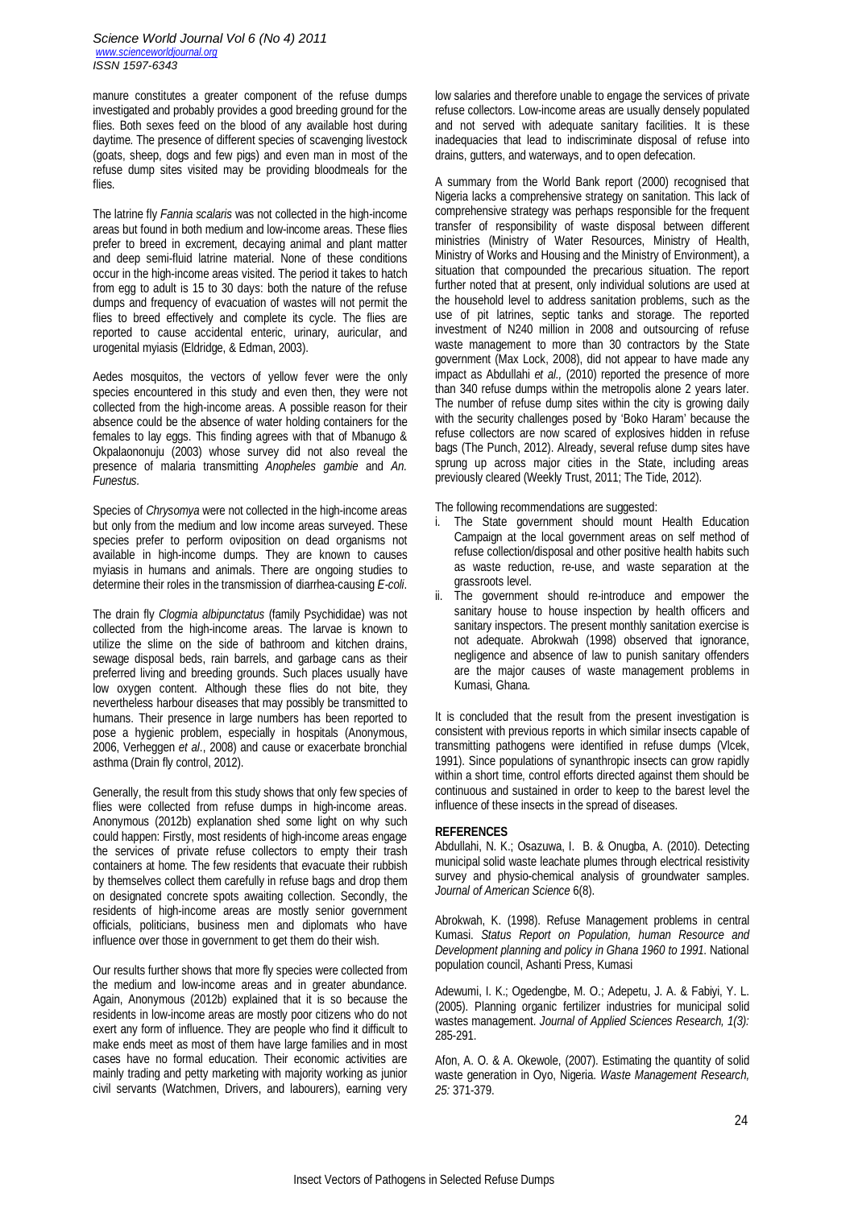manure constitutes a greater component of the refuse dumps investigated and probably provides a good breeding ground for the flies. Both sexes feed on the blood of any available host during daytime. The presence of different species of scavenging livestock (goats, sheep, dogs and few pigs) and even man in most of the refuse dump sites visited may be providing bloodmeals for the flies.

The latrine fly *Fannia scalaris* was not collected in the high-income areas but found in both medium and low-income areas. These flies prefer to breed in excrement, decaying animal and plant matter and deep semi-fluid latrine material. None of these conditions occur in the high-income areas visited. The period it takes to hatch from egg to adult is 15 to 30 days: both the nature of the refuse dumps and frequency of evacuation of wastes will not permit the flies to breed effectively and complete its cycle. The flies are reported to cause accidental enteric, urinary, auricular, and urogenital myiasis (Eldridge, & Edman, 2003).

Aedes mosquitos, the vectors of yellow fever were the only species encountered in this study and even then, they were not collected from the high-income areas. A possible reason for their absence could be the absence of water holding containers for the females to lay eggs. This finding agrees with that of Mbanugo & Okpalaononuju (2003) whose survey did not also reveal the presence of malaria transmitting *Anopheles gambie* and *An. Funestus*.

Species of *Chrysomya* were not collected in the high-income areas but only from the medium and low income areas surveyed. These species prefer to perform oviposition on dead organisms not available in high-income dumps. They are known to causes myiasis in humans and animals. There are ongoing studies to determine their roles in the transmission of diarrhea-causing *E-coli*.

The drain fly *Clogmia albipunctatus* (family Psychididae) was not collected from the high-income areas. The larvae is known to utilize the slime on the side of bathroom and kitchen drains, sewage disposal beds, rain barrels, and garbage cans as their preferred living and breeding grounds. Such places usually have low oxygen content. Although these flies do not bite, they nevertheless harbour diseases that may possibly be transmitted to humans. Their presence in large numbers has been reported to pose a hygienic problem, especially in hospitals (Anonymous, 2006, Verheggen *et al*., 2008) and cause or exacerbate bronchial asthma (Drain fly control, 2012).

Generally, the result from this study shows that only few species of flies were collected from refuse dumps in high-income areas. Anonymous (2012b) explanation shed some light on why such could happen: Firstly, most residents of high-income areas engage the services of private refuse collectors to empty their trash containers at home. The few residents that evacuate their rubbish by themselves collect them carefully in refuse bags and drop them on designated concrete spots awaiting collection. Secondly, the residents of high-income areas are mostly senior government officials, politicians, business men and diplomats who have influence over those in government to get them do their wish.

Our results further shows that more fly species were collected from the medium and low-income areas and in greater abundance. Again, Anonymous (2012b) explained that it is so because the residents in low-income areas are mostly poor citizens who do not exert any form of influence. They are people who find it difficult to make ends meet as most of them have large families and in most cases have no formal education. Their economic activities are mainly trading and petty marketing with majority working as junior civil servants (Watchmen, Drivers, and labourers), earning very low salaries and therefore unable to engage the services of private refuse collectors. Low-income areas are usually densely populated and not served with adequate sanitary facilities. It is these inadequacies that lead to indiscriminate disposal of refuse into drains, gutters, and waterways, and to open defecation.

A summary from the World Bank report (2000) recognised that Nigeria lacks a comprehensive strategy on sanitation. This lack of comprehensive strategy was perhaps responsible for the frequent transfer of responsibility of waste disposal between different ministries (Ministry of Water Resources, Ministry of Health, Ministry of Works and Housing and the Ministry of Environment), a situation that compounded the precarious situation. The report further noted that at present, only individual solutions are used at the household level to address sanitation problems, such as the use of pit latrines, septic tanks and storage. The reported investment of N240 million in 2008 and outsourcing of refuse waste management to more than 30 contractors by the State government (Max Lock, 2008), did not appear to have made any impact as Abdullahi *et al.,* (2010) reported the presence of more than 340 refuse dumps within the metropolis alone 2 years later. The number of refuse dump sites within the city is growing daily with the security challenges posed by 'Boko Haram' because the refuse collectors are now scared of explosives hidden in refuse bags (The Punch, 2012). Already, several refuse dump sites have sprung up across major cities in the State, including areas previously cleared (Weekly Trust, 2011; The Tide, 2012).

The following recommendations are suggested:

i. The State government should mount Health Education Campaign at the local government areas on self method of refuse collection/disposal and other positive health habits such as waste reduction, re-use, and waste separation at the grassroots level.
ii. The government should re-introduce and empower the sanitary house to house inspection by health officers and sanitary inspectors. The present monthly sanitation exercise is not adequate. Abrokwah (1998) observed that ignorance, negligence and absence of law to punish sanitary offenders are the major causes of waste management problems in Kumasi, Ghana.

It is concluded that the result from the present investigation is consistent with previous reports in which similar insects capable of transmitting pathogens were identified in refuse dumps (Vlcek, 1991). Since populations of synanthropic insects can grow rapidly within a short time, control efforts directed against them should be continuous and sustained in order to keep to the barest level the influence of these insects in the spread of diseases.

## REFERENCES

Abdullahi, N. K.; Osazuwa, I. B. & Onugba, A. (2010). Detecting municipal solid waste leachate plumes through electrical resistivity survey and physio-chemical analysis of groundwater samples. *Journal of American Science* 6(8).

Abrokwah, K. (1998). Refuse Management problems in central Kumasi. *Status Report on Population, human Resource and Development planning and policy in Ghana 1960 to 1991.* National population council, Ashanti Press, Kumasi

Adewumi, I. K.; Ogedengbe, M. O.; Adepetu, J. A. & Fabiyi, Y. L. (2005). Planning organic fertilizer industries for municipal solid wastes management. *Journal of Applied Sciences Research, 1(3):* 285-291.

Afon, A. O. & A. Okewole, (2007). Estimating the quantity of solid waste generation in Oyo, Nigeria. *Waste Management Research, 25:* 371-379.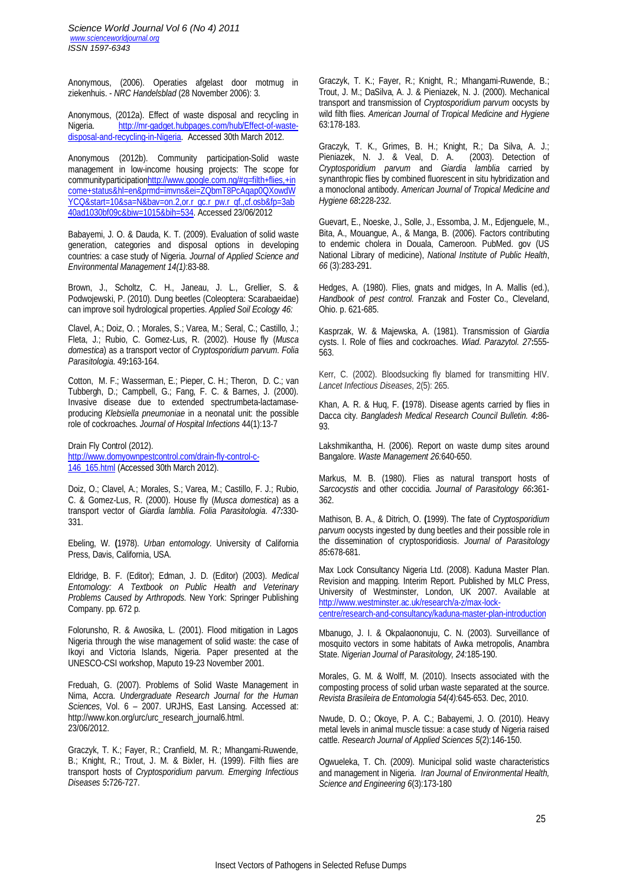Anonymous, (2006). Operaties afgelast door motmug in ziekenhuis. - *NRC Handelsblad* (28 November 2006): 3.

Anonymous, (2012a). Effect of waste disposal and recycling in Nigeria. http://mr-gadget.hubpages.com/hub/Effect-of-waste-disposal-and-recycling-in-Nigeria. Accessed 30th March 2012.

Anonymous (2012b). Community participation-Solid waste management in low-income housing projects: The scope for communityparticipationhttp://www.google.com.ng/#q=filth+flies,+income+status&hl=en&prmd=imvns&ei=ZQbmT8PcAqap0QXowdWYCQ&start=10&sa=N&bav=on.2,or.r_gc.r_pw.r_qf.,cf.osb&fp=3ab40ad1030bf09c&biw=1015&bih=534. Accessed 23/06/2012

Babayemi, J. O. & Dauda, K. T. (2009). Evaluation of solid waste generation, categories and disposal options in developing countries: a case study of Nigeria. *Journal of Applied Science and Environmental Management 14(1)*:83-88.

Brown, J., Scholtz, C. H., Janeau, J. L., Grellier, S. & Podwojewski, P. (2010). Dung beetles (Coleoptera: Scarabaeidae) can improve soil hydrological properties. *Applied Soil Ecology 46:*

Clavel, A.; Doiz, O. ; Morales, S.; Varea, M.; Seral, C.; Castillo, J.; Fleta, J.; Rubio, C. Gomez-Lus, R. (2002). House fly (*Musca domestica*) as a transport vector of *Cryptosporidium parvum*. *Folia Parasitologia.* 49**:**163-164.

Cotton, M. F.; Wasserman, E.; Pieper, C. H.; Theron, D. C.; van Tubbergh, D.; Campbell, G.; Fang, F. C. & Barnes, J. (2000). Invasive disease due to extended spectrumbeta-lactamase-producing *Klebsiella pneumoniae* in a neonatal unit: the possible role of cockroaches. *Journal of Hospital Infections* 44(1):13-7

Drain Fly Control (2012). http://www.domyownpestcontrol.com/drain-fly-control-c-146_165.html (Accessed 30th March 2012).

Doiz, O.; Clavel, A.; Morales, S.; Varea, M.; Castillo, F. J.; Rubio, C. & Gomez-Lus, R. (2000). House fly (*Musca domestica*) as a transport vector of *Giardia lamblia*. *Folia Parasitologia*. *47:*330-331.

Ebeling, W. **(**1978). *Urban entomology*. University of California Press, Davis, California, USA.

Eldridge, B. F. (Editor); Edman, J. D. (Editor) (2003). *Medical Entomology: A Textbook on Public Health and Veterinary Problems Caused by Arthropods*. New York: Springer Publishing Company. pp. 672 p.

Folorunsho, R. & Awosika, L. (2001). Flood mitigation in Lagos Nigeria through the wise management of solid waste: the case of Ikoyi and Victoria Islands, Nigeria. Paper presented at the UNESCO-CSI workshop, Maputo 19-23 November 2001.

Freduah, G. (2007). Problems of Solid Waste Management in Nima, Accra. *Undergraduate Research Journal for the Human Sciences*, Vol. 6 – 2007. URJHS, East Lansing. Accessed at: http://www.kon.org/urc/urc_research_journal6.html. 23/06/2012.

Graczyk, T. K.; Fayer, R.; Cranfield, M. R.; Mhangami-Ruwende, B.; Knight, R.; Trout, J. M. & Bixler, H. (1999). Filth flies are transport hosts of *Cryptosporidium parvum*. *Emerging Infectious Diseases 5***:**726-727.

Graczyk, T. K.; Fayer, R.; Knight, R.; Mhangami-Ruwende, B.; Trout, J. M.; DaSilva, A. J. & Pieniazek, N. J. (2000). Mechanical transport and transmission of *Cryptosporidium parvum* oocysts by wild filth flies. *American Journal of Tropical Medicine and Hygiene* 63:178-183.

Graczyk, T. K., Grimes, B. H.; Knight, R.; Da Silva, A. J.; Pieniazek, N. J. & Veal, D. A. (2003). Detection of *Cryptosporidium parvum* and *Giardia lamblia* carried by synanthropic flies by combined fluorescent in situ hybridization and a monoclonal antibody. *American Journal of Tropical Medicine and Hygiene 68***:**228-232.

Guevart, E., Noeske, J., Solle, J., Essomba, J. M., Edjenguele, M., Bita, A., Mouangue, A., & Manga, B. (2006). Factors contributing to endemic cholera in Douala, Cameroon. PubMed. gov (US National Library of medicine), *National Institute of Public Health*, *66* (3):283-291.

Hedges, A. (1980). Flies, gnats and midges, In A. Mallis (ed.), *Handbook of pest control.* Franzak and Foster Co., Cleveland, Ohio. p. 621-685.

Kasprzak, W. & Majewska, A. (1981). Transmission of *Giardia* cysts. I. Role of flies and cockroaches. *Wiad. Parazytol. 27***:**555-563.

Kerr, C. (2002). Bloodsucking fly blamed for transmitting HIV. *Lancet Infectious Diseases*, 2(5): 265.

Khan, A. R. & Huq, F. **(**1978). Disease agents carried by flies in Dacca city. *Bangladesh Medical Research Council Bulletin. 4***:**86-93.

Lakshmikantha, H. (2006). Report on waste dump sites around Bangalore. *Waste Management 26:*640-650.

Markus, M. B. (1980). Flies as natural transport hosts of *Sarcocystis* and other coccidia. *Journal of Parasitology 66***:**361-362.

Mathison, B. A., & Ditrich, O. **(**1999). The fate of *Cryptosporidium parvum* oocysts ingested by dung beetles and their possible role in the dissemination of cryptosporidiosis. *Journal of Parasitology 85***:**678-681.

Max Lock Consultancy Nigeria Ltd. (2008). Kaduna Master Plan. Revision and mapping. Interim Report. Published by MLC Press, University of Westminster, London, UK 2007. Available at http://www.westminster.ac.uk/research/a-z/max-lock-centre/research-and-consultancy/kaduna-master-plan-introduction

Mbanugo, J. I. & Okpalaononuju, C. N. (2003). Surveillance of mosquito vectors in some habitats of Awka metropolis, Anambra State. *Nigerian Journal of Parasitology, 24:*185-190.

Morales, G. M. & Wolff, M. (2010). Insects associated with the composting process of solid urban waste separated at the source. *Revista Brasileira de Entomologia 54(4):*645-653. Dec, 2010.

Nwude, D. O.; Okoye, P. A. C.; Babayemi, J. O. (2010). Heavy metal levels in animal muscle tissue: a case study of Nigeria raised cattle. *Research Journal of Applied Sciences 5*(2):146-150.

Ogwueleka, T. Ch. (2009). Municipal solid waste characteristics and management in Nigeria. *Iran Journal of Environmental Health, Science and Engineering 6*(3):173-180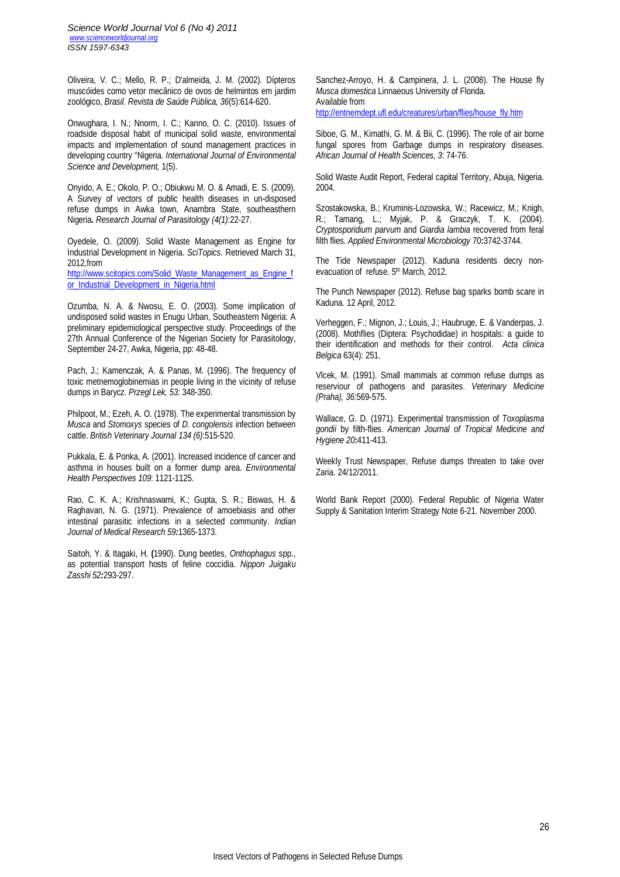Oliveira, V. C.; Mello, R. P.; D'almeida, J. M. (2002). Dípteros muscóides como vetor mecânico de ovos de helmintos em jardim zoológico, *Brasil. Revista de Saúde Pública, 36*(5):614-620.

Onwughara, I. N.; Nnorm, I. C.; Kanno, O. C. (2010). Issues of roadside disposal habit of municipal solid waste, environmental impacts and implementation of sound management practices in developing country "Nigeria. *International Journal of Environmental Science and Development,* 1(5).

Onyido, A. E.; Okolo, P. O.; Obiukwu M. O. & Amadi, E. S. (2009). A Survey of vectors of public health diseases in un-disposed refuse dumps in Awka town, Anambra State, southeasthern Nigeria**.** *Research Journal of Parasitology (4(1)*:22-27.

Oyedele, O. (2009). Solid Waste Management as Engine for Industrial Development in Nigeria. *SciTopics*. Retrieved March 31, 2012,from
http://www.scitopics.com/Solid_Waste_Management_as_Engine_for_Industrial_Development_in_Nigeria.html

Ozumba, N. A. & Nwosu, E. O. (2003). Some implication of undisposed solid wastes in Enugu Urban, Southeastern Nigeria: A preliminary epidemiological perspective study. Proceedings of the 27th Annual Conference of the Nigerian Society for Parasitology, September 24-27, Awka, Nigeria, pp: 48-48.

Pach, J.; Kamenczak, A. & Panas, M. (1996). The frequency of toxic metnemoglobinemias in people living in the vicinity of refuse dumps in Barycz. *Przegl Lek, 53:* 348-350.

Philpoot, M.; Ezeh, A. O. (1978). The experimental transmission by *Musca* and *Stomoxys* species of *D. congolensis* infection between cattle. *British Veterinary Journal 134 (6)*:515-520.

Pukkala, E. & Ponka, A. (2001). Increased incidence of cancer and asthma in houses built on a former dump area. *Environmental Health Perspectives 109*: 1121-1125.

Rao, C. K. A.; Krishnaswami, K.; Gupta, S. R.; Biswas, H. & Raghavan, N. G. (1971). Prevalence of amoebiasis and other intestinal parasitic infections in a selected community. *Indian Journal of Medical Research 59:*1365-1373.

Saitoh, Y. & Itagaki, H. **(**1990). Dung beetles, *Onthophagus* spp., as potential transport hosts of feline coccidia. *Nippon Juigaku Zasshi 52:*293-297.

Sanchez-Arroyo, H. & Campinera, J. L. (2008). The House fly *Musca domestica* Linnaeous University of Florida.
Available from
http://entnemdept.ufl.edu/creatures/urban/flies/house_fly.htm

Siboe, G. M., Kimathi, G. M. & Bii, C. (1996). The role of air borne fungal spores from Garbage dumps in respiratory diseases. *African Journal of Health Sciences, 3*: 74-76.

Solid Waste Audit Report, Federal capital Territory, Abuja, Nigeria. 2004.

Szostakowska, B.; Kruminis-Lozowska, W.; Racewicz, M.; Knigh, R.; Tamang, L.; Myjak, P. & Graczyk, T. K. (2004). *Cryptosporidium parvum* and *Giardia lambia* recovered from feral filth flies. *Applied Environmental Microbiology* 70**:**3742-3744.

The Tide Newspaper (2012). Kaduna residents decry non-evacuation of refuse. 5th March, 2012.

The Punch Newspaper (2012). Refuse bag sparks bomb scare in Kaduna. 12 April, 2012.

Verheggen, F.; Mignon, J.; Louis, J.; Haubruge, E. & Vanderpas, J. (2008). Mothflies (Diptera: Psychodidae) in hospitals: a guide to their identification and methods for their control. *Acta clinica Belgica* 63(4): 251.

Vlcek, M. (1991). Small mammals at common refuse dumps as reserviour of pathogens and parasites. *Veterinary Medicine (Praha), 36:*569-575.

Wallace, G. D. (1971). Experimental transmission of *Toxoplasma gondii* by filth-flies. *American Journal of Tropical Medicine and Hygiene 20***:**411-413.

Weekly Trust Newspaper, Refuse dumps threaten to take over Zaria. 24/12/2011.

World Bank Report (2000). Federal Republic of Nigeria Water Supply & Sanitation Interim Strategy Note 6-21. November 2000.